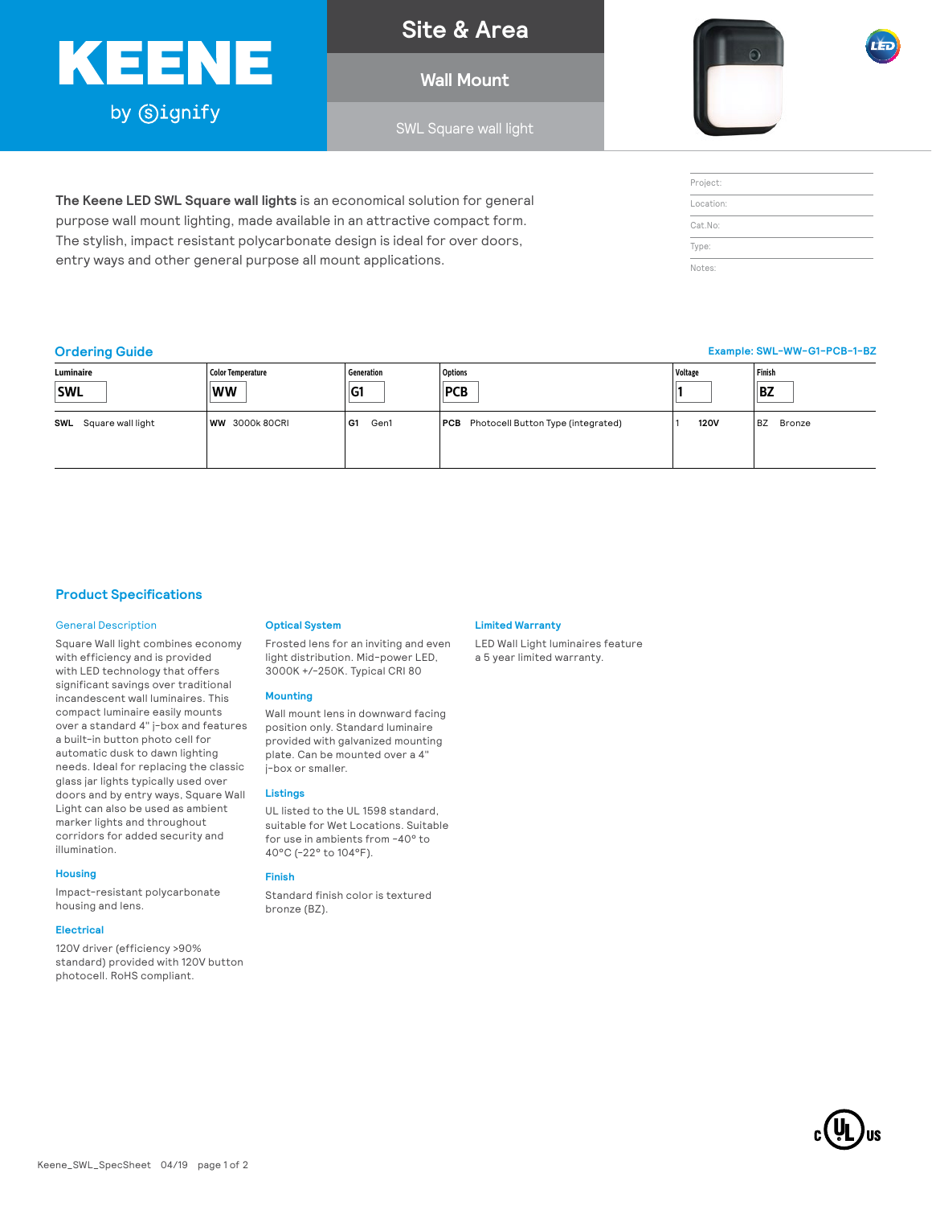# KEENE

by Signify

## Site & Area

### Wall Mount

SWL Square wall light

**The Keene LED SWL Square wall lights** is an economical solution for general purpose wall mount lighting, made available in an attractive compact form. The stylish, impact resistant polycarbonate design is ideal for over doors, entry ways and other general purpose all mount applications.

Project:

Location:

Cat.No:

Type:

Notes:

## Ordering Guide

Example: SWL-WW-G1-PCB-1-BZ

| Luminaire | Color Temperature | Generation | Options | Voltage | Finish |
|---|---|---|---|---|---|
| **SWL** | **WW** | **G1** | **PCB** | **1** | **BZ** |
| **SWL** Square wall light | **WW** 3000k 80CRI | **G1** Gen1 | **PCB** Photocell Button Type (integrated) | 1 **120V** | BZ Bronze |

## Product Specifications

### General Description

Square Wall light combines economy with efficiency and is provided with LED technology that offers significant savings over traditional incandescent wall luminaires. This compact luminaire easily mounts over a standard 4" j-box and features a built-in button photo cell for automatic dusk to dawn lighting needs. Ideal for replacing the classic glass jar lights typically used over doors and by entry ways, Square Wall Light can also be used as ambient marker lights and throughout corridors for added security and illumination.

### Housing

Impact-resistant polycarbonate housing and lens.

### Electrical

120V driver (efficiency >90% standard) provided with 120V button photocell. RoHS compliant.

### Optical System

Frosted lens for an inviting and even light distribution. Mid-power LED, 3000K +/-250K. Typical CRI 80

### Mounting

Wall mount lens in downward facing position only. Standard luminaire provided with galvanized mounting plate. Can be mounted over a 4" j-box or smaller.

### Listings

UL listed to the UL 1598 standard, suitable for Wet Locations. Suitable for use in ambients from -40° to 40°C (-22° to 104°F).

### Finish

Standard finish color is textured bronze (BZ).

### Limited Warranty

LED Wall Light luminaires feature a 5 year limited warranty.

Keene_SWL_SpecSheet 04/19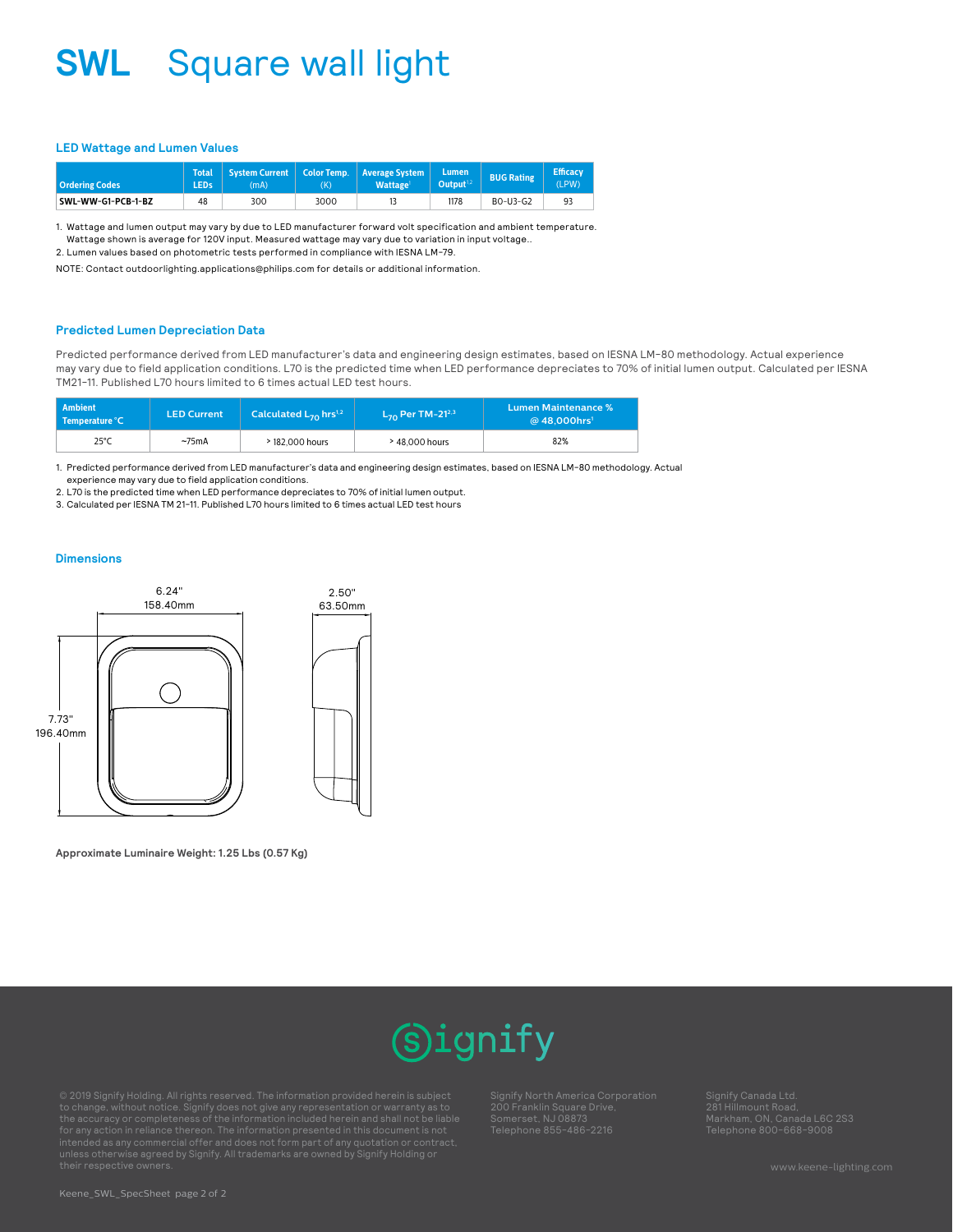# SWL Square wall light

## LED Wattage and Lumen Values

| Ordering Codes | Total LEDs | System Current (mA) | Color Temp. (K) | Average System Wattage[1] | Lumen Output[1,2] | BUG Rating | Efficacy (LPW) |
|---|---|---|---|---|---|---|---|
| SWL-WW-G1-PCB-1-BZ | 48 | 300 | 3000 | 13 | 1178 | B0-U3-G2 | 93 |

1. Wattage and lumen output may vary by due to LED manufacturer forward volt specification and ambient temperature. Wattage shown is average for 120V input. Measured wattage may vary due to variation in input voltage..
2. Lumen values based on photometric tests performed in compliance with IESNA LM-79.

NOTE: Contact outdoorlighting.applications@philips.com for details or additional information.

## Predicted Lumen Depreciation Data

Predicted performance derived from LED manufacturer's data and engineering design estimates, based on IESNA LM-80 methodology. Actual experience may vary due to field application conditions. L70 is the predicted time when LED performance depreciates to 70% of initial lumen output. Calculated per IESNA TM21-11. Published L70 hours limited to 6 times actual LED test hours.

| Ambient Temperature °C | LED Current | Calculated $L_{70}$ hrs[1,2] | $L_{70}$ Per TM-21[2,3] | Lumen Maintenance % @ 48,000hrs[1] |
|---|---|---|---|---|
| 25°C | ~75mA | > 182,000 hours | > 48,000 hours | 82% |

1. Predicted performance derived from LED manufacturer's data and engineering design estimates, based on IESNA LM-80 methodology. Actual experience may vary due to field application conditions.
2. L70 is the predicted time when LED performance depreciates to 70% of initial lumen output.
3. Calculated per IESNA TM 21-11. Published L70 hours limited to 6 times actual LED test hours

## Dimensions

6.24"
158.40mm

7.73"
196.40mm

2.50"
63.50mm

**Approximate Luminaire Weight: 1.25 Lbs (0.57 Kg)**

signify

© 2019 Signify Holding. All rights reserved. The information provided herein is subject to change, without notice. Signify does not give any representation or warranty as to the accuracy or completeness of the information included herein and shall not be liable for any action in reliance thereon. The information presented in this document is not intended as any commercial offer and does not form part of any quotation or contract, unless otherwise agreed by Signify. All trademarks are owned by Signify Holding or their respective owners.

Signify North America Corporation
200 Franklin Square Drive,
Somerset, NJ 08873
Telephone 855-486-2216

Signify Canada Ltd.
281 Hillmount Road,
Markham, ON, Canada L6C 2S3
Telephone 800-668-9008

www.keene-lighting.com